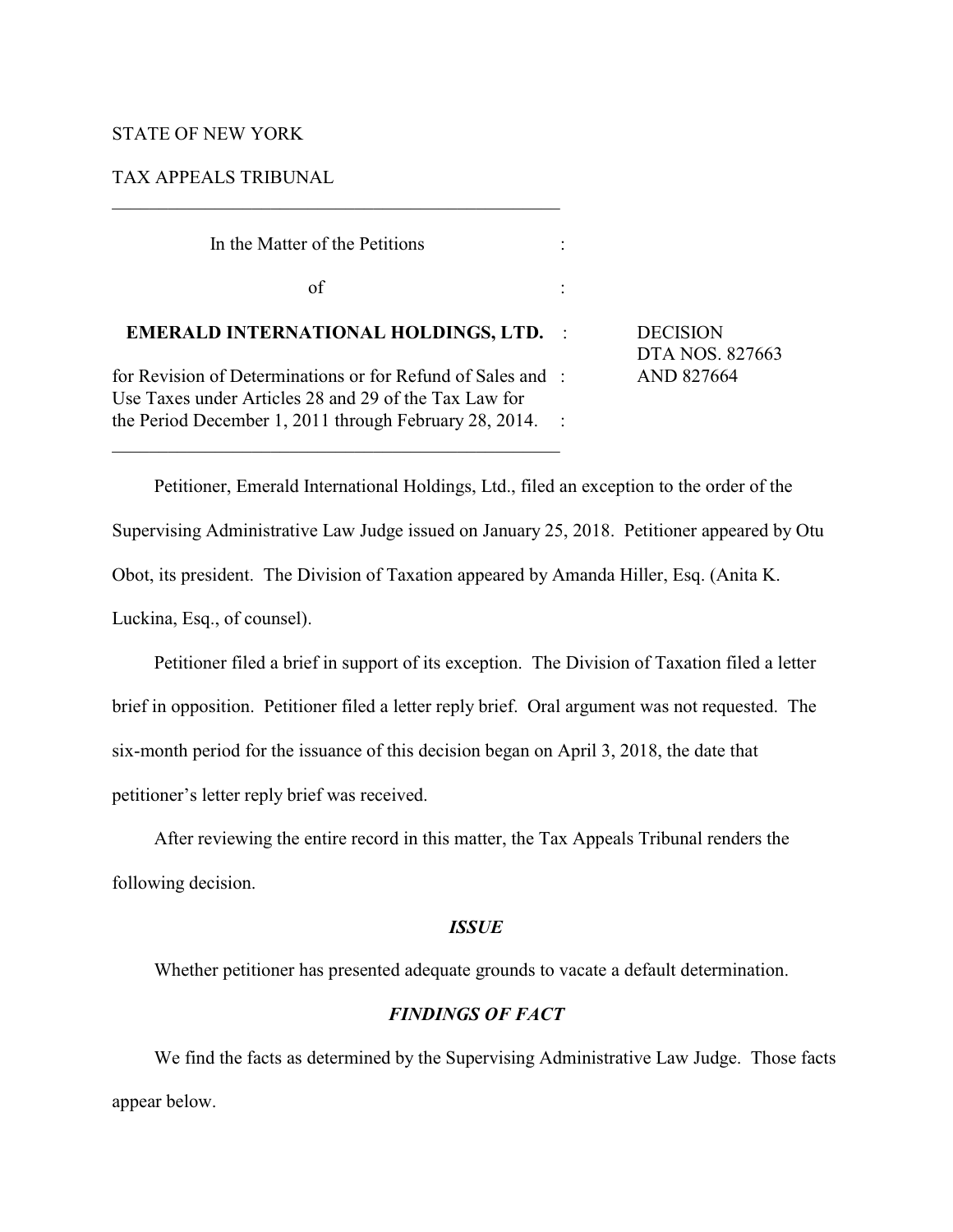STATE OF NEW YORK

TAX APPEALS TRIBUNAL

---

In the Matter of the Petitions

of

**EMERALD INTERNATIONAL HOLDINGS, LTD.**

for Revision of Determinations or for Refund of Sales and Use Taxes under Articles 28 and 29 of the Tax Law for the Period December 1, 2011 through February 28, 2014.

---

DECISION
DTA NOS. 827663
AND 827664

Petitioner, Emerald International Holdings, Ltd., filed an exception to the order of the Supervising Administrative Law Judge issued on January 25, 2018. Petitioner appeared by Otu Obot, its president. The Division of Taxation appeared by Amanda Hiller, Esq. (Anita K. Luckina, Esq., of counsel).

Petitioner filed a brief in support of its exception. The Division of Taxation filed a letter brief in opposition. Petitioner filed a letter reply brief. Oral argument was not requested. The six-month period for the issuance of this decision began on April 3, 2018, the date that petitioner's letter reply brief was received.

After reviewing the entire record in this matter, the Tax Appeals Tribunal renders the following decision.

## *ISSUE*

Whether petitioner has presented adequate grounds to vacate a default determination.

## *FINDINGS OF FACT*

We find the facts as determined by the Supervising Administrative Law Judge. Those facts appear below.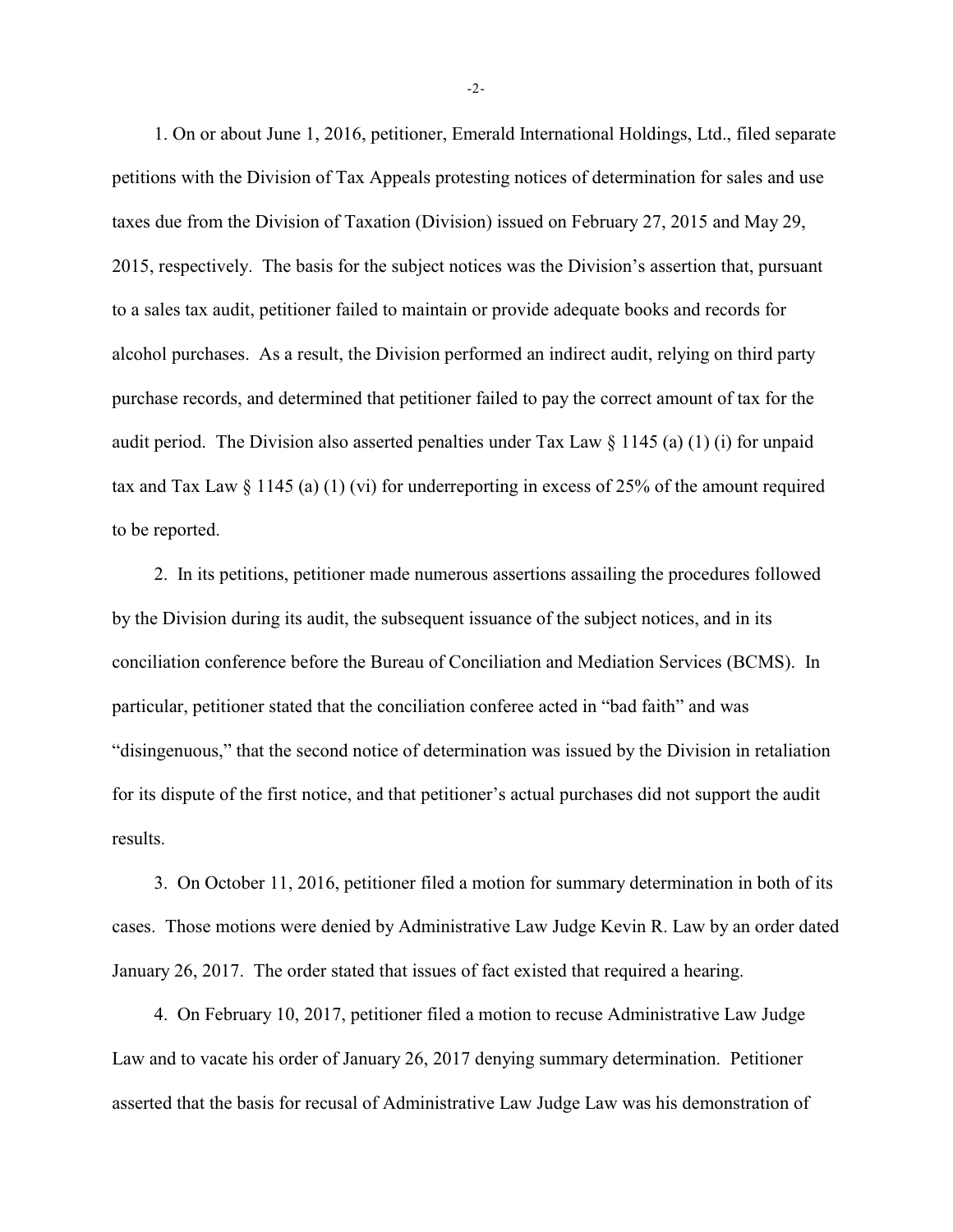1. On or about June 1, 2016, petitioner, Emerald International Holdings, Ltd., filed separate petitions with the Division of Tax Appeals protesting notices of determination for sales and use taxes due from the Division of Taxation (Division) issued on February 27, 2015 and May 29, 2015, respectively. The basis for the subject notices was the Division's assertion that, pursuant to a sales tax audit, petitioner failed to maintain or provide adequate books and records for alcohol purchases. As a result, the Division performed an indirect audit, relying on third party purchase records, and determined that petitioner failed to pay the correct amount of tax for the audit period. The Division also asserted penalties under Tax Law § 1145 (a) (1) (i) for unpaid tax and Tax Law § 1145 (a) (1) (vi) for underreporting in excess of 25% of the amount required to be reported.

2. In its petitions, petitioner made numerous assertions assailing the procedures followed by the Division during its audit, the subsequent issuance of the subject notices, and in its conciliation conference before the Bureau of Conciliation and Mediation Services (BCMS). In particular, petitioner stated that the conciliation conferee acted in "bad faith" and was "disingenuous," that the second notice of determination was issued by the Division in retaliation for its dispute of the first notice, and that petitioner's actual purchases did not support the audit results.

3. On October 11, 2016, petitioner filed a motion for summary determination in both of its cases. Those motions were denied by Administrative Law Judge Kevin R. Law by an order dated January 26, 2017. The order stated that issues of fact existed that required a hearing.

4. On February 10, 2017, petitioner filed a motion to recuse Administrative Law Judge Law and to vacate his order of January 26, 2017 denying summary determination. Petitioner asserted that the basis for recusal of Administrative Law Judge Law was his demonstration of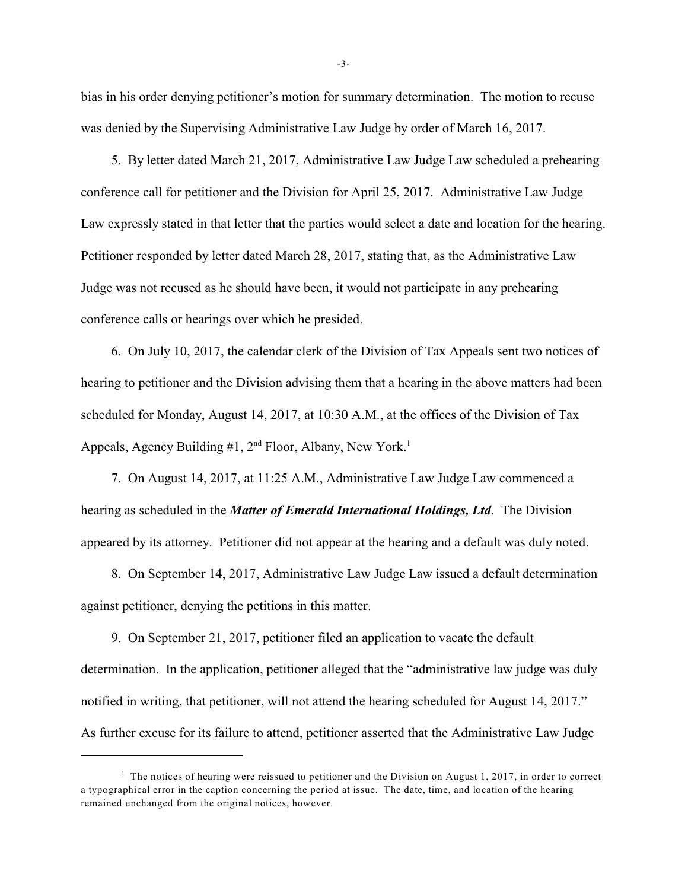bias in his order denying petitioner's motion for summary determination. The motion to recuse was denied by the Supervising Administrative Law Judge by order of March 16, 2017.

5. By letter dated March 21, 2017, Administrative Law Judge Law scheduled a prehearing conference call for petitioner and the Division for April 25, 2017. Administrative Law Judge Law expressly stated in that letter that the parties would select a date and location for the hearing. Petitioner responded by letter dated March 28, 2017, stating that, as the Administrative Law Judge was not recused as he should have been, it would not participate in any prehearing conference calls or hearings over which he presided.

6. On July 10, 2017, the calendar clerk of the Division of Tax Appeals sent two notices of hearing to petitioner and the Division advising them that a hearing in the above matters had been scheduled for Monday, August 14, 2017, at 10:30 A.M., at the offices of the Division of Tax Appeals, Agency Building #1, 2nd Floor, Albany, New York.[1]

7. On August 14, 2017, at 11:25 A.M., Administrative Law Judge Law commenced a hearing as scheduled in the ***Matter of Emerald International Holdings, Ltd***. The Division appeared by its attorney. Petitioner did not appear at the hearing and a default was duly noted.

8. On September 14, 2017, Administrative Law Judge Law issued a default determination against petitioner, denying the petitions in this matter.

9. On September 21, 2017, petitioner filed an application to vacate the default determination. In the application, petitioner alleged that the "administrative law judge was duly notified in writing, that petitioner, will not attend the hearing scheduled for August 14, 2017." As further excuse for its failure to attend, petitioner asserted that the Administrative Law Judge

---

[1] The notices of hearing were reissued to petitioner and the Division on August 1, 2017, in order to correct a typographical error in the caption concerning the period at issue. The date, time, and location of the hearing remained unchanged from the original notices, however.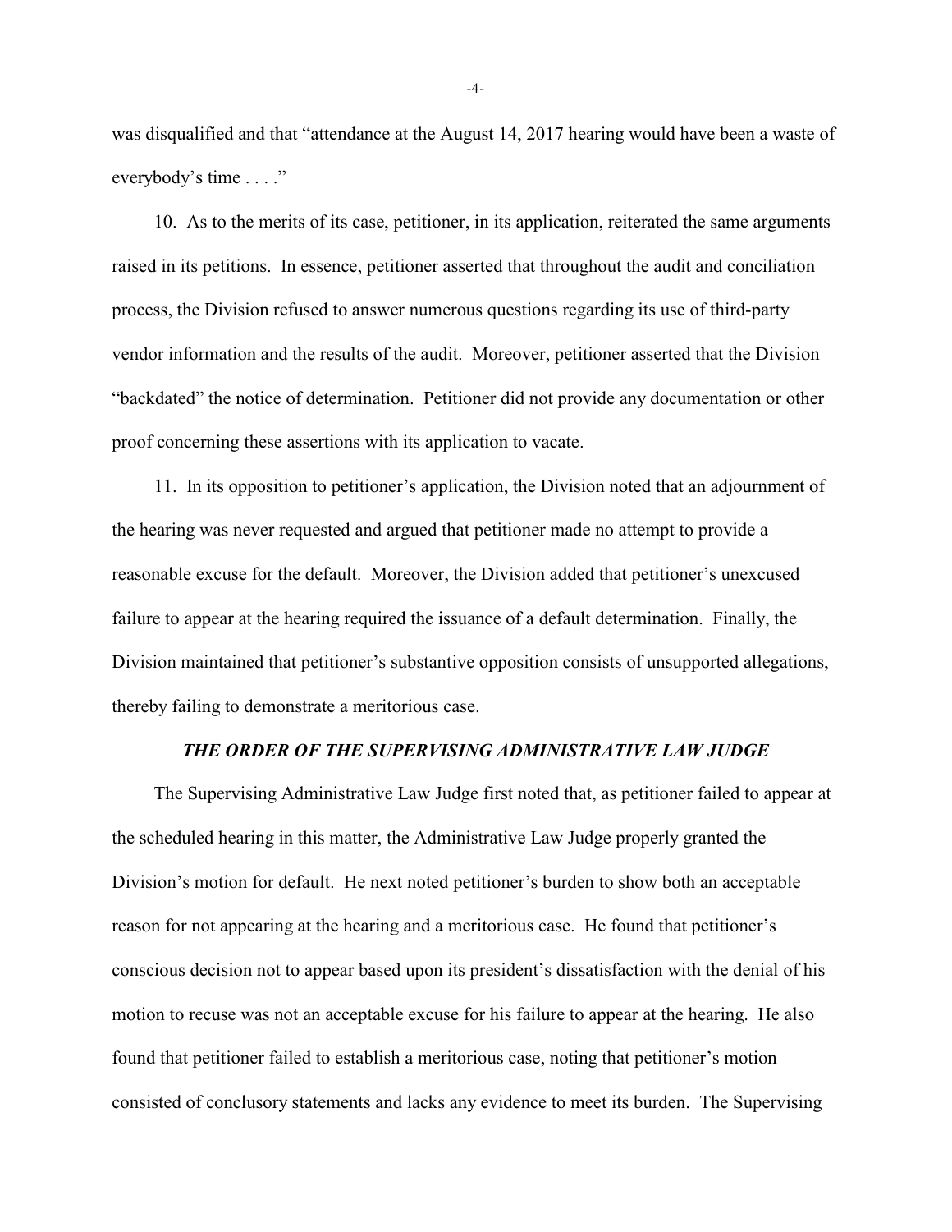was disqualified and that "attendance at the August 14, 2017 hearing would have been a waste of everybody's time . . . ."

10. As to the merits of its case, petitioner, in its application, reiterated the same arguments raised in its petitions. In essence, petitioner asserted that throughout the audit and conciliation process, the Division refused to answer numerous questions regarding its use of third-party vendor information and the results of the audit. Moreover, petitioner asserted that the Division "backdated" the notice of determination. Petitioner did not provide any documentation or other proof concerning these assertions with its application to vacate.

11. In its opposition to petitioner's application, the Division noted that an adjournment of the hearing was never requested and argued that petitioner made no attempt to provide a reasonable excuse for the default. Moreover, the Division added that petitioner's unexcused failure to appear at the hearing required the issuance of a default determination. Finally, the Division maintained that petitioner's substantive opposition consists of unsupported allegations, thereby failing to demonstrate a meritorious case.

### *THE ORDER OF THE SUPERVISING ADMINISTRATIVE LAW JUDGE*

The Supervising Administrative Law Judge first noted that, as petitioner failed to appear at the scheduled hearing in this matter, the Administrative Law Judge properly granted the Division's motion for default. He next noted petitioner's burden to show both an acceptable reason for not appearing at the hearing and a meritorious case. He found that petitioner's conscious decision not to appear based upon its president's dissatisfaction with the denial of his motion to recuse was not an acceptable excuse for his failure to appear at the hearing. He also found that petitioner failed to establish a meritorious case, noting that petitioner's motion consisted of conclusory statements and lacks any evidence to meet its burden. The Supervising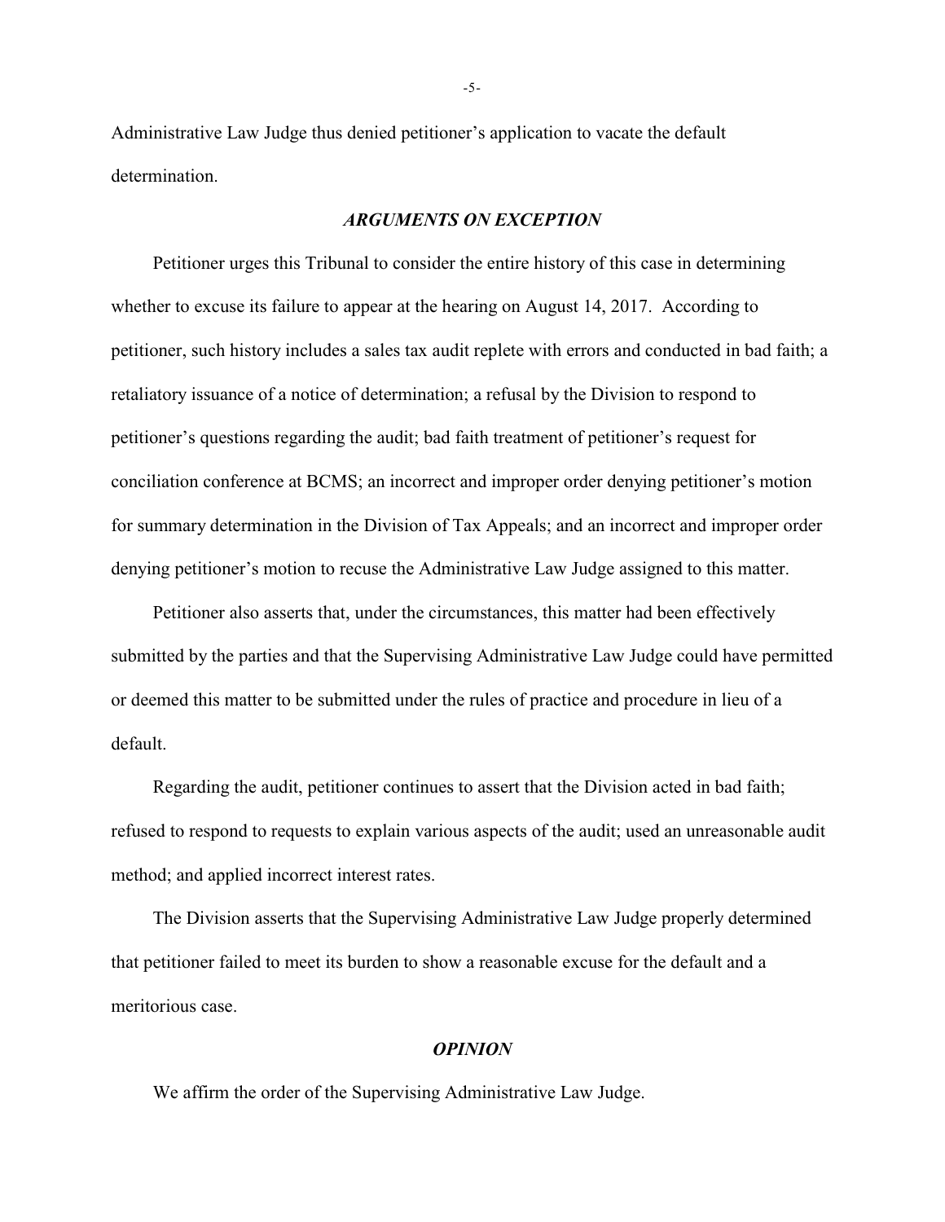Administrative Law Judge thus denied petitioner's application to vacate the default determination.

### *ARGUMENTS ON EXCEPTION*

Petitioner urges this Tribunal to consider the entire history of this case in determining whether to excuse its failure to appear at the hearing on August 14, 2017. According to petitioner, such history includes a sales tax audit replete with errors and conducted in bad faith; a retaliatory issuance of a notice of determination; a refusal by the Division to respond to petitioner's questions regarding the audit; bad faith treatment of petitioner's request for conciliation conference at BCMS; an incorrect and improper order denying petitioner's motion for summary determination in the Division of Tax Appeals; and an incorrect and improper order denying petitioner's motion to recuse the Administrative Law Judge assigned to this matter.

Petitioner also asserts that, under the circumstances, this matter had been effectively submitted by the parties and that the Supervising Administrative Law Judge could have permitted or deemed this matter to be submitted under the rules of practice and procedure in lieu of a default.

Regarding the audit, petitioner continues to assert that the Division acted in bad faith; refused to respond to requests to explain various aspects of the audit; used an unreasonable audit method; and applied incorrect interest rates.

The Division asserts that the Supervising Administrative Law Judge properly determined that petitioner failed to meet its burden to show a reasonable excuse for the default and a meritorious case.

### *OPINION*

We affirm the order of the Supervising Administrative Law Judge.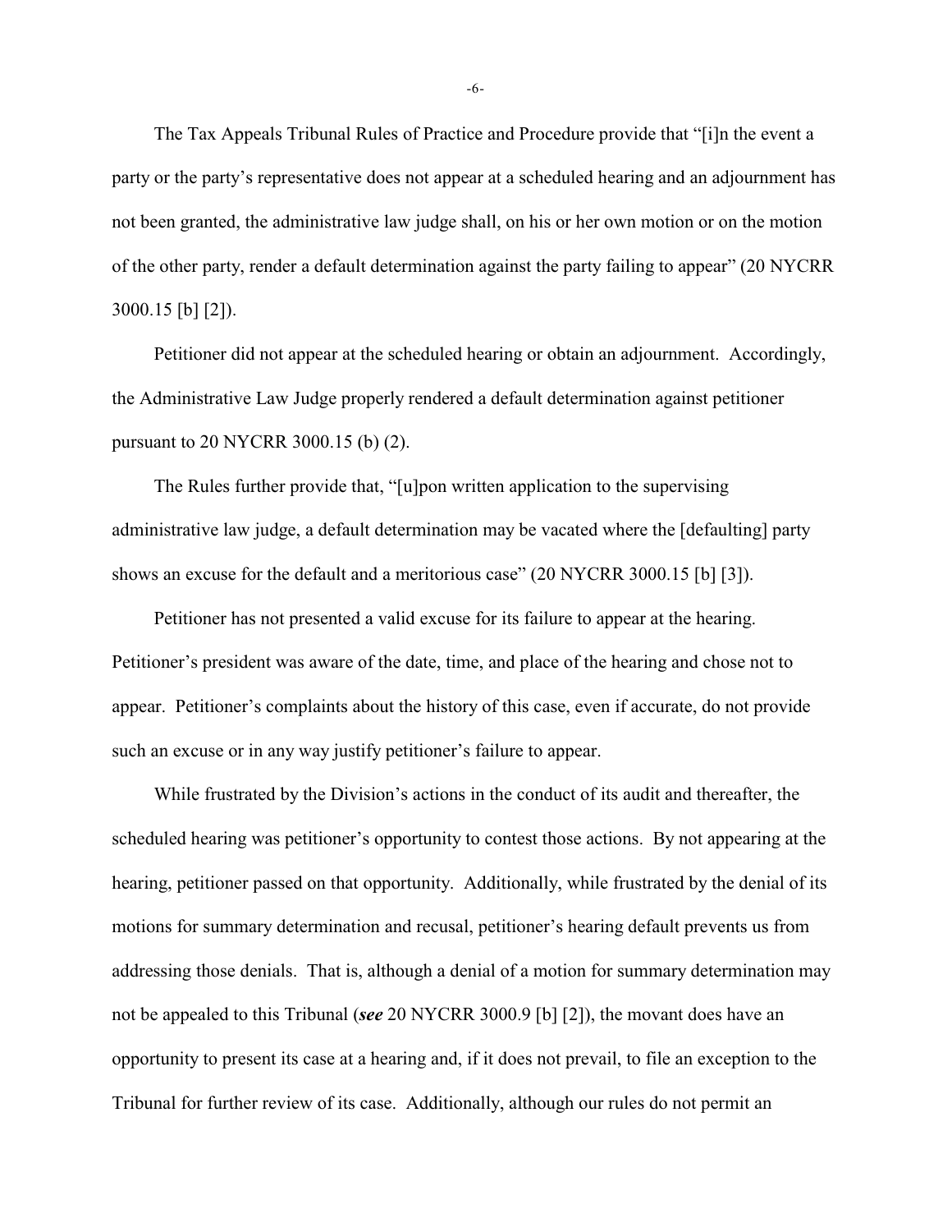The Tax Appeals Tribunal Rules of Practice and Procedure provide that "[i]n the event a party or the party's representative does not appear at a scheduled hearing and an adjournment has not been granted, the administrative law judge shall, on his or her own motion or on the motion of the other party, render a default determination against the party failing to appear" (20 NYCRR 3000.15 [b] [2]).

Petitioner did not appear at the scheduled hearing or obtain an adjournment. Accordingly, the Administrative Law Judge properly rendered a default determination against petitioner pursuant to 20 NYCRR 3000.15 (b) (2).

The Rules further provide that, "[u]pon written application to the supervising administrative law judge, a default determination may be vacated where the [defaulting] party shows an excuse for the default and a meritorious case" (20 NYCRR 3000.15 [b] [3]).

Petitioner has not presented a valid excuse for its failure to appear at the hearing. Petitioner's president was aware of the date, time, and place of the hearing and chose not to appear. Petitioner's complaints about the history of this case, even if accurate, do not provide such an excuse or in any way justify petitioner's failure to appear.

While frustrated by the Division's actions in the conduct of its audit and thereafter, the scheduled hearing was petitioner's opportunity to contest those actions. By not appearing at the hearing, petitioner passed on that opportunity. Additionally, while frustrated by the denial of its motions for summary determination and recusal, petitioner's hearing default prevents us from addressing those denials. That is, although a denial of a motion for summary determination may not be appealed to this Tribunal (***see*** 20 NYCRR 3000.9 [b] [2]), the movant does have an opportunity to present its case at a hearing and, if it does not prevail, to file an exception to the Tribunal for further review of its case. Additionally, although our rules do not permit an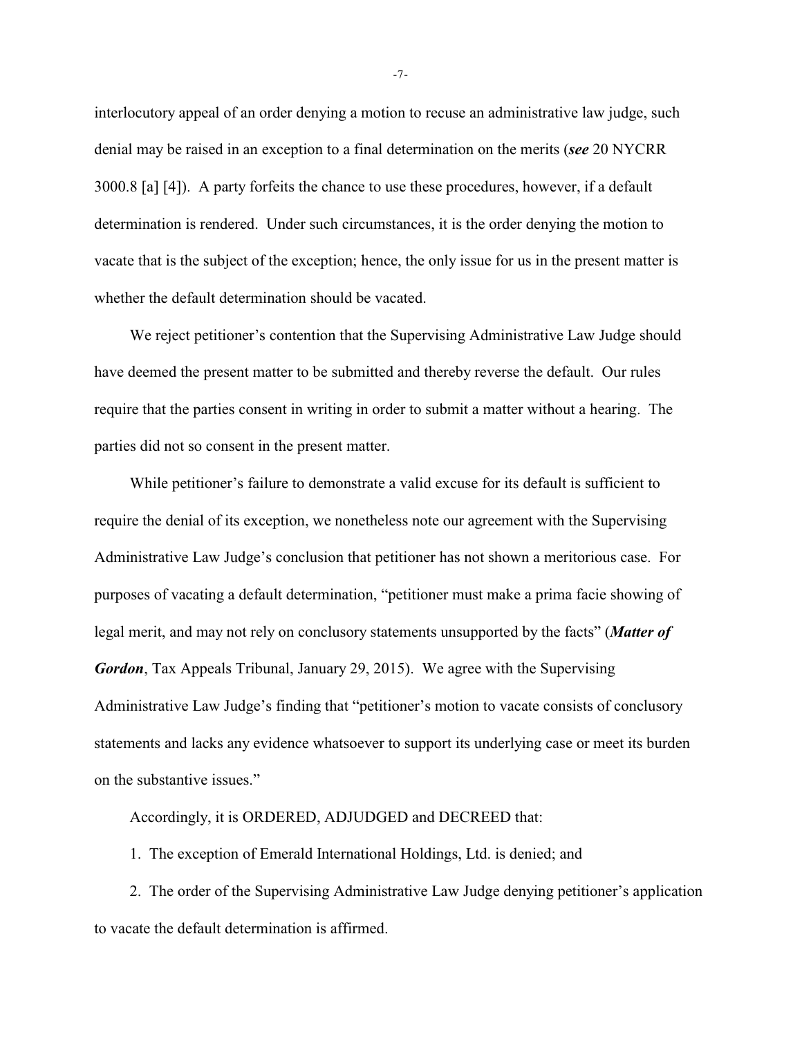interlocutory appeal of an order denying a motion to recuse an administrative law judge, such denial may be raised in an exception to a final determination on the merits (***see*** 20 NYCRR 3000.8 [a] [4]). A party forfeits the chance to use these procedures, however, if a default determination is rendered. Under such circumstances, it is the order denying the motion to vacate that is the subject of the exception; hence, the only issue for us in the present matter is whether the default determination should be vacated.

We reject petitioner's contention that the Supervising Administrative Law Judge should have deemed the present matter to be submitted and thereby reverse the default. Our rules require that the parties consent in writing in order to submit a matter without a hearing. The parties did not so consent in the present matter.

While petitioner's failure to demonstrate a valid excuse for its default is sufficient to require the denial of its exception, we nonetheless note our agreement with the Supervising Administrative Law Judge's conclusion that petitioner has not shown a meritorious case. For purposes of vacating a default determination, "petitioner must make a prima facie showing of legal merit, and may not rely on conclusory statements unsupported by the facts" (***Matter of Gordon***, Tax Appeals Tribunal, January 29, 2015). We agree with the Supervising Administrative Law Judge's finding that "petitioner's motion to vacate consists of conclusory statements and lacks any evidence whatsoever to support its underlying case or meet its burden on the substantive issues."

Accordingly, it is ORDERED, ADJUDGED and DECREED that:

1. The exception of Emerald International Holdings, Ltd. is denied; and

2. The order of the Supervising Administrative Law Judge denying petitioner's application to vacate the default determination is affirmed.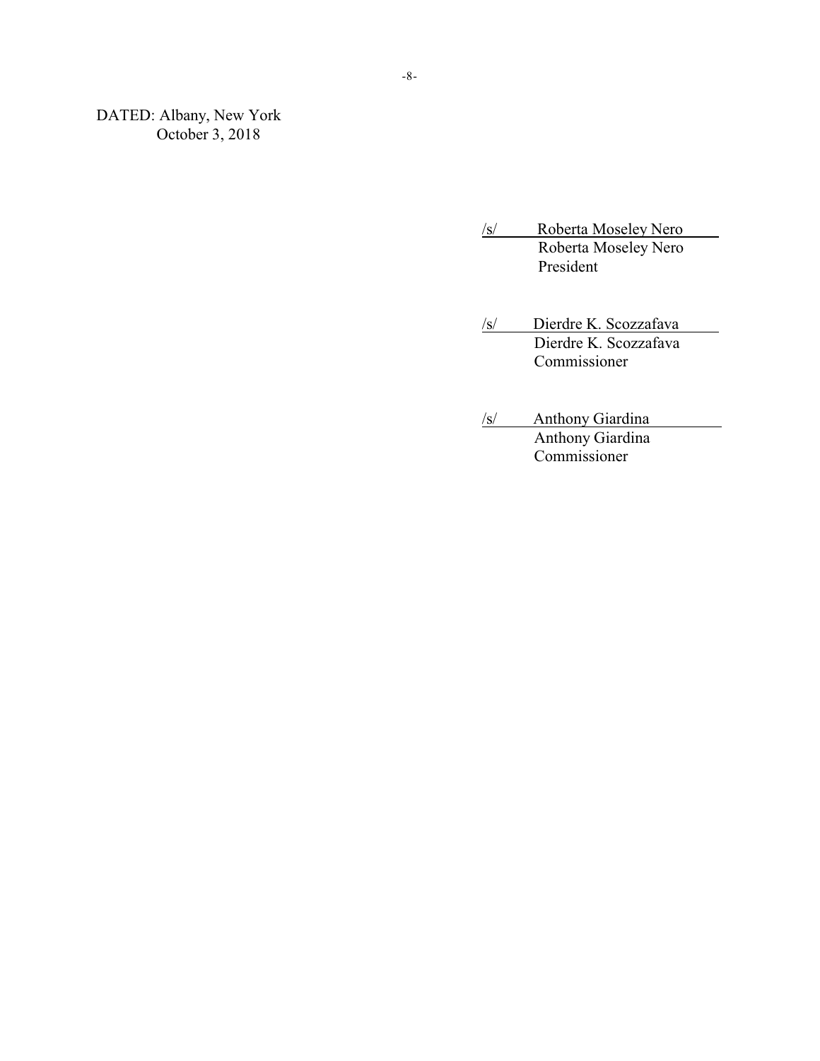DATED: Albany, New York
October 3, 2018

/s/ Roberta Moseley Nero
Roberta Moseley Nero
President

/s/ Dierdre K. Scozzafava
Dierdre K. Scozzafava
Commissioner

/s/ Anthony Giardina
Anthony Giardina
Commissioner